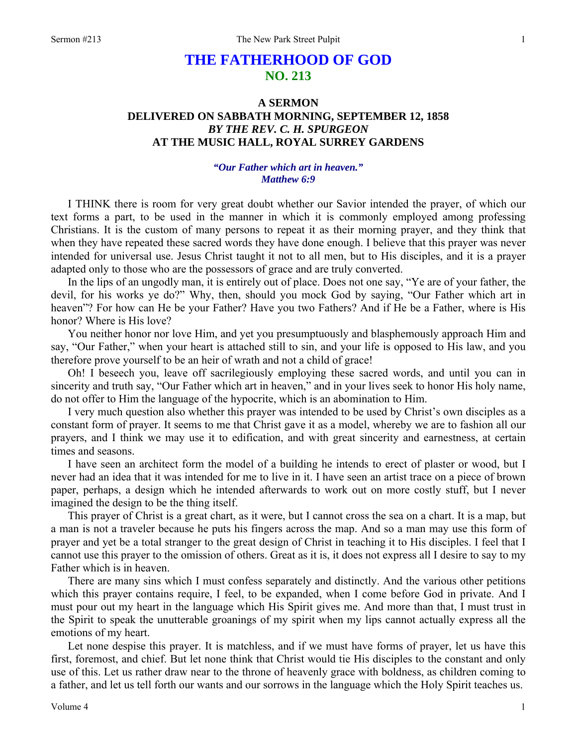# THE FATHERHOOD OF GOD
## NO. 213

### A SERMON
### DELIVERED ON SABBATH MORNING, SEPTEMBER 12, 1858
### *BY THE REV. C. H. SPURGEON*
### AT THE MUSIC HALL, ROYAL SURREY GARDENS

*"Our Father which art in heaven."*
*Matthew 6:9*

I THINK there is room for very great doubt whether our Savior intended the prayer, of which our text forms a part, to be used in the manner in which it is commonly employed among professing Christians. It is the custom of many persons to repeat it as their morning prayer, and they think that when they have repeated these sacred words they have done enough. I believe that this prayer was never intended for universal use. Jesus Christ taught it not to all men, but to His disciples, and it is a prayer adapted only to those who are the possessors of grace and are truly converted.

In the lips of an ungodly man, it is entirely out of place. Does not one say, "Ye are of your father, the devil, for his works ye do?" Why, then, should you mock God by saying, "Our Father which art in heaven"? For how can He be your Father? Have you two Fathers? And if He be a Father, where is His honor? Where is His love?

You neither honor nor love Him, and yet you presumptuously and blasphemously approach Him and say, "Our Father," when your heart is attached still to sin, and your life is opposed to His law, and you therefore prove yourself to be an heir of wrath and not a child of grace!

Oh! I beseech you, leave off sacrilegiously employing these sacred words, and until you can in sincerity and truth say, "Our Father which art in heaven," and in your lives seek to honor His holy name, do not offer to Him the language of the hypocrite, which is an abomination to Him.

I very much question also whether this prayer was intended to be used by Christ's own disciples as a constant form of prayer. It seems to me that Christ gave it as a model, whereby we are to fashion all our prayers, and I think we may use it to edification, and with great sincerity and earnestness, at certain times and seasons.

I have seen an architect form the model of a building he intends to erect of plaster or wood, but I never had an idea that it was intended for me to live in it. I have seen an artist trace on a piece of brown paper, perhaps, a design which he intended afterwards to work out on more costly stuff, but I never imagined the design to be the thing itself.

This prayer of Christ is a great chart, as it were, but I cannot cross the sea on a chart. It is a map, but a man is not a traveler because he puts his fingers across the map. And so a man may use this form of prayer and yet be a total stranger to the great design of Christ in teaching it to His disciples. I feel that I cannot use this prayer to the omission of others. Great as it is, it does not express all I desire to say to my Father which is in heaven.

There are many sins which I must confess separately and distinctly. And the various other petitions which this prayer contains require, I feel, to be expanded, when I come before God in private. And I must pour out my heart in the language which His Spirit gives me. And more than that, I must trust in the Spirit to speak the unutterable groanings of my spirit when my lips cannot actually express all the emotions of my heart.

Let none despise this prayer. It is matchless, and if we must have forms of prayer, let us have this first, foremost, and chief. But let none think that Christ would tie His disciples to the constant and only use of this. Let us rather draw near to the throne of heavenly grace with boldness, as children coming to a father, and let us tell forth our wants and our sorrows in the language which the Holy Spirit teaches us.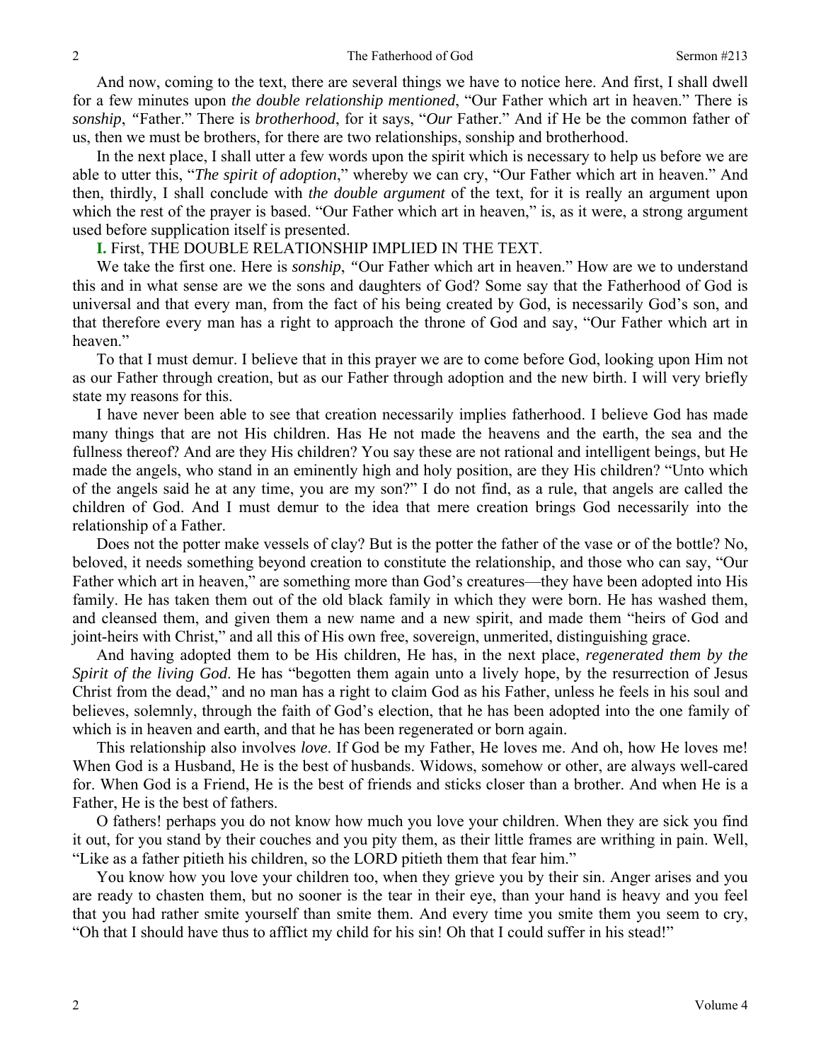And now, coming to the text, there are several things we have to notice here. And first, I shall dwell for a few minutes upon *the double relationship mentioned*, "Our Father which art in heaven." There is *sonship*, "Father." There is *brotherhood*, for it says, "*Our* Father." And if He be the common father of us, then we must be brothers, for there are two relationships, sonship and brotherhood.

In the next place, I shall utter a few words upon the spirit which is necessary to help us before we are able to utter this, "*The spirit of adoption*," whereby we can cry, "Our Father which art in heaven." And then, thirdly, I shall conclude with *the double argument* of the text, for it is really an argument upon which the rest of the prayer is based. "Our Father which art in heaven," is, as it were, a strong argument used before supplication itself is presented.

**I.** First, THE DOUBLE RELATIONSHIP IMPLIED IN THE TEXT.

We take the first one. Here is *sonship*, "Our Father which art in heaven." How are we to understand this and in what sense are we the sons and daughters of God? Some say that the Fatherhood of God is universal and that every man, from the fact of his being created by God, is necessarily God's son, and that therefore every man has a right to approach the throne of God and say, "Our Father which art in heaven."

To that I must demur. I believe that in this prayer we are to come before God, looking upon Him not as our Father through creation, but as our Father through adoption and the new birth. I will very briefly state my reasons for this.

I have never been able to see that creation necessarily implies fatherhood. I believe God has made many things that are not His children. Has He not made the heavens and the earth, the sea and the fullness thereof? And are they His children? You say these are not rational and intelligent beings, but He made the angels, who stand in an eminently high and holy position, are they His children? "Unto which of the angels said he at any time, you are my son?" I do not find, as a rule, that angels are called the children of God. And I must demur to the idea that mere creation brings God necessarily into the relationship of a Father.

Does not the potter make vessels of clay? But is the potter the father of the vase or of the bottle? No, beloved, it needs something beyond creation to constitute the relationship, and those who can say, "Our Father which art in heaven," are something more than God's creatures—they have been adopted into His family. He has taken them out of the old black family in which they were born. He has washed them, and cleansed them, and given them a new name and a new spirit, and made them "heirs of God and joint-heirs with Christ," and all this of His own free, sovereign, unmerited, distinguishing grace.

And having adopted them to be His children, He has, in the next place, *regenerated them by the Spirit of the living God*. He has "begotten them again unto a lively hope, by the resurrection of Jesus Christ from the dead," and no man has a right to claim God as his Father, unless he feels in his soul and believes, solemnly, through the faith of God's election, that he has been adopted into the one family of which is in heaven and earth, and that he has been regenerated or born again.

This relationship also involves *love*. If God be my Father, He loves me. And oh, how He loves me! When God is a Husband, He is the best of husbands. Widows, somehow or other, are always well-cared for. When God is a Friend, He is the best of friends and sticks closer than a brother. And when He is a Father, He is the best of fathers.

O fathers! perhaps you do not know how much you love your children. When they are sick you find it out, for you stand by their couches and you pity them, as their little frames are writhing in pain. Well, "Like as a father pitieth his children, so the LORD pitieth them that fear him."

You know how you love your children too, when they grieve you by their sin. Anger arises and you are ready to chasten them, but no sooner is the tear in their eye, than your hand is heavy and you feel that you had rather smite yourself than smite them. And every time you smite them you seem to cry, "Oh that I should have thus to afflict my child for his sin! Oh that I could suffer in his stead!"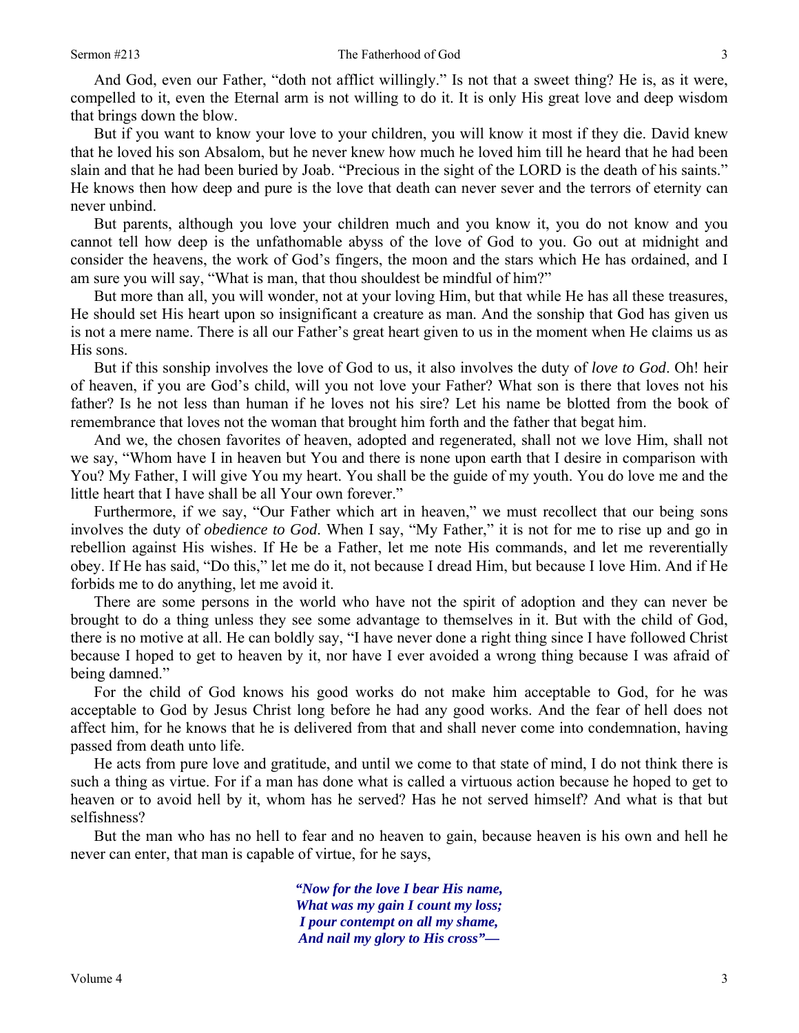And God, even our Father, "doth not afflict willingly." Is not that a sweet thing? He is, as it were, compelled to it, even the Eternal arm is not willing to do it. It is only His great love and deep wisdom that brings down the blow.

But if you want to know your love to your children, you will know it most if they die. David knew that he loved his son Absalom, but he never knew how much he loved him till he heard that he had been slain and that he had been buried by Joab. "Precious in the sight of the LORD is the death of his saints." He knows then how deep and pure is the love that death can never sever and the terrors of eternity can never unbind.

But parents, although you love your children much and you know it, you do not know and you cannot tell how deep is the unfathomable abyss of the love of God to you. Go out at midnight and consider the heavens, the work of God's fingers, the moon and the stars which He has ordained, and I am sure you will say, "What is man, that thou shouldest be mindful of him?"

But more than all, you will wonder, not at your loving Him, but that while He has all these treasures, He should set His heart upon so insignificant a creature as man. And the sonship that God has given us is not a mere name. There is all our Father's great heart given to us in the moment when He claims us as His sons.

But if this sonship involves the love of God to us, it also involves the duty of *love to God*. Oh! heir of heaven, if you are God's child, will you not love your Father? What son is there that loves not his father? Is he not less than human if he loves not his sire? Let his name be blotted from the book of remembrance that loves not the woman that brought him forth and the father that begat him.

And we, the chosen favorites of heaven, adopted and regenerated, shall not we love Him, shall not we say, "Whom have I in heaven but You and there is none upon earth that I desire in comparison with You? My Father, I will give You my heart. You shall be the guide of my youth. You do love me and the little heart that I have shall be all Your own forever."

Furthermore, if we say, "Our Father which art in heaven," we must recollect that our being sons involves the duty of *obedience to God*. When I say, "My Father," it is not for me to rise up and go in rebellion against His wishes. If He be a Father, let me note His commands, and let me reverentially obey. If He has said, "Do this," let me do it, not because I dread Him, but because I love Him. And if He forbids me to do anything, let me avoid it.

There are some persons in the world who have not the spirit of adoption and they can never be brought to do a thing unless they see some advantage to themselves in it. But with the child of God, there is no motive at all. He can boldly say, "I have never done a right thing since I have followed Christ because I hoped to get to heaven by it, nor have I ever avoided a wrong thing because I was afraid of being damned."

For the child of God knows his good works do not make him acceptable to God, for he was acceptable to God by Jesus Christ long before he had any good works. And the fear of hell does not affect him, for he knows that he is delivered from that and shall never come into condemnation, having passed from death unto life.

He acts from pure love and gratitude, and until we come to that state of mind, I do not think there is such a thing as virtue. For if a man has done what is called a virtuous action because he hoped to get to heaven or to avoid hell by it, whom has he served? Has he not served himself? And what is that but selfishness?

But the man who has no hell to fear and no heaven to gain, because heaven is his own and hell he never can enter, that man is capable of virtue, for he says,

> ***"Now for the love I bear His name,***
> ***What was my gain I count my loss;***
> ***I pour contempt on all my shame,***
> ***And nail my glory to His cross"—***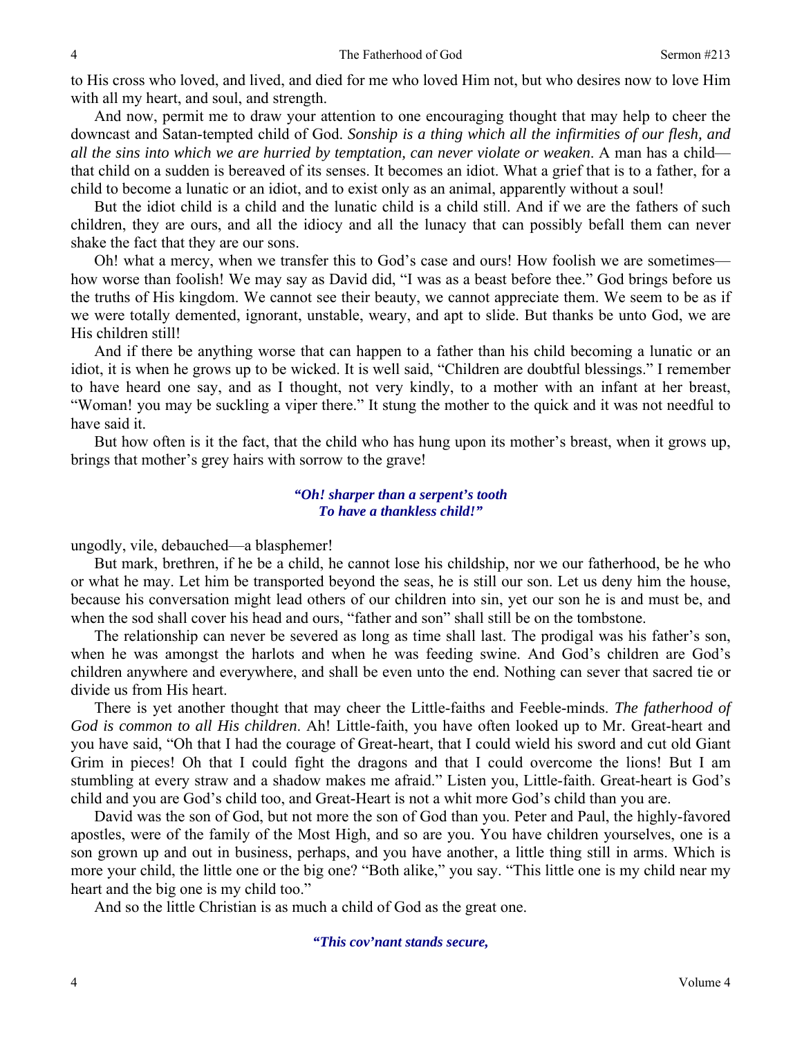to His cross who loved, and lived, and died for me who loved Him not, but who desires now to love Him with all my heart, and soul, and strength.

And now, permit me to draw your attention to one encouraging thought that may help to cheer the downcast and Satan-tempted child of God. *Sonship is a thing which all the infirmities of our flesh, and all the sins into which we are hurried by temptation, can never violate or weaken*. A man has a child—that child on a sudden is bereaved of its senses. It becomes an idiot. What a grief that is to a father, for a child to become a lunatic or an idiot, and to exist only as an animal, apparently without a soul!

But the idiot child is a child and the lunatic child is a child still. And if we are the fathers of such children, they are ours, and all the idiocy and all the lunacy that can possibly befall them can never shake the fact that they are our sons.

Oh! what a mercy, when we transfer this to God's case and ours! How foolish we are sometimes—how worse than foolish! We may say as David did, "I was as a beast before thee." God brings before us the truths of His kingdom. We cannot see their beauty, we cannot appreciate them. We seem to be as if we were totally demented, ignorant, unstable, weary, and apt to slide. But thanks be unto God, we are His children still!

And if there be anything worse that can happen to a father than his child becoming a lunatic or an idiot, it is when he grows up to be wicked. It is well said, "Children are doubtful blessings." I remember to have heard one say, and as I thought, not very kindly, to a mother with an infant at her breast, "Woman! you may be suckling a viper there." It stung the mother to the quick and it was not needful to have said it.

But how often is it the fact, that the child who has hung upon its mother's breast, when it grows up, brings that mother's grey hairs with sorrow to the grave!

***"Oh! sharper than a serpent's tooth***
***To have a thankless child!"***

ungodly, vile, debauched—a blasphemer!

But mark, brethren, if he be a child, he cannot lose his childship, nor we our fatherhood, be he who or what he may. Let him be transported beyond the seas, he is still our son. Let us deny him the house, because his conversation might lead others of our children into sin, yet our son he is and must be, and when the sod shall cover his head and ours, "father and son" shall still be on the tombstone.

The relationship can never be severed as long as time shall last. The prodigal was his father's son, when he was amongst the harlots and when he was feeding swine. And God's children are God's children anywhere and everywhere, and shall be even unto the end. Nothing can sever that sacred tie or divide us from His heart.

There is yet another thought that may cheer the Little-faiths and Feeble-minds. *The fatherhood of God is common to all His children*. Ah! Little-faith, you have often looked up to Mr. Great-heart and you have said, "Oh that I had the courage of Great-heart, that I could wield his sword and cut old Giant Grim in pieces! Oh that I could fight the dragons and that I could overcome the lions! But I am stumbling at every straw and a shadow makes me afraid." Listen you, Little-faith. Great-heart is God's child and you are God's child too, and Great-Heart is not a whit more God's child than you are.

David was the son of God, but not more the son of God than you. Peter and Paul, the highly-favored apostles, were of the family of the Most High, and so are you. You have children yourselves, one is a son grown up and out in business, perhaps, and you have another, a little thing still in arms. Which is more your child, the little one or the big one? "Both alike," you say. "This little one is my child near my heart and the big one is my child too."

And so the little Christian is as much a child of God as the great one.

***"This cov'nant stands secure,***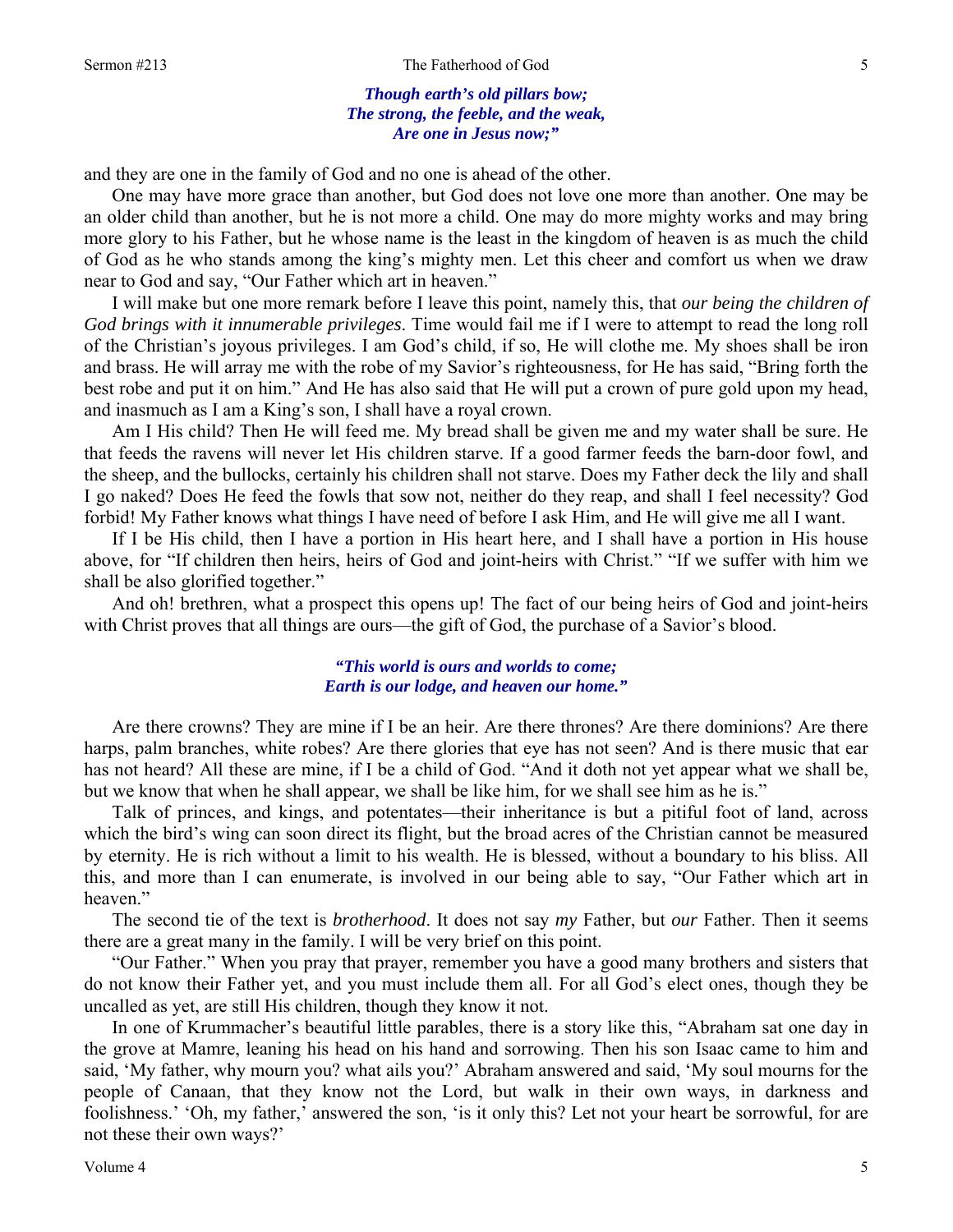*Though earth's old pillars bow;*
*The strong, the feeble, and the weak,*
*Are one in Jesus now;"*

and they are one in the family of God and no one is ahead of the other.

One may have more grace than another, but God does not love one more than another. One may be an older child than another, but he is not more a child. One may do more mighty works and may bring more glory to his Father, but he whose name is the least in the kingdom of heaven is as much the child of God as he who stands among the king's mighty men. Let this cheer and comfort us when we draw near to God and say, "Our Father which art in heaven."

I will make but one more remark before I leave this point, namely this, that *our being the children of God brings with it innumerable privileges*. Time would fail me if I were to attempt to read the long roll of the Christian's joyous privileges. I am God's child, if so, He will clothe me. My shoes shall be iron and brass. He will array me with the robe of my Savior's righteousness, for He has said, "Bring forth the best robe and put it on him." And He has also said that He will put a crown of pure gold upon my head, and inasmuch as I am a King's son, I shall have a royal crown.

Am I His child? Then He will feed me. My bread shall be given me and my water shall be sure. He that feeds the ravens will never let His children starve. If a good farmer feeds the barn-door fowl, and the sheep, and the bullocks, certainly his children shall not starve. Does my Father deck the lily and shall I go naked? Does He feed the fowls that sow not, neither do they reap, and shall I feel necessity? God forbid! My Father knows what things I have need of before I ask Him, and He will give me all I want.

If I be His child, then I have a portion in His heart here, and I shall have a portion in His house above, for "If children then heirs, heirs of God and joint-heirs with Christ." "If we suffer with him we shall be also glorified together."

And oh! brethren, what a prospect this opens up! The fact of our being heirs of God and joint-heirs with Christ proves that all things are ours—the gift of God, the purchase of a Savior's blood.

*"This world is ours and worlds to come;*
*Earth is our lodge, and heaven our home."*

Are there crowns? They are mine if I be an heir. Are there thrones? Are there dominions? Are there harps, palm branches, white robes? Are there glories that eye has not seen? And is there music that ear has not heard? All these are mine, if I be a child of God. "And it doth not yet appear what we shall be, but we know that when he shall appear, we shall be like him, for we shall see him as he is."

Talk of princes, and kings, and potentates—their inheritance is but a pitiful foot of land, across which the bird's wing can soon direct its flight, but the broad acres of the Christian cannot be measured by eternity. He is rich without a limit to his wealth. He is blessed, without a boundary to his bliss. All this, and more than I can enumerate, is involved in our being able to say, "Our Father which art in heaven."

The second tie of the text is *brotherhood*. It does not say *my* Father, but *our* Father. Then it seems there are a great many in the family. I will be very brief on this point.

"Our Father." When you pray that prayer, remember you have a good many brothers and sisters that do not know their Father yet, and you must include them all. For all God's elect ones, though they be uncalled as yet, are still His children, though they know it not.

In one of Krummacher's beautiful little parables, there is a story like this, "Abraham sat one day in the grove at Mamre, leaning his head on his hand and sorrowing. Then his son Isaac came to him and said, 'My father, why mourn you? what ails you?' Abraham answered and said, 'My soul mourns for the people of Canaan, that they know not the Lord, but walk in their own ways, in darkness and foolishness.' 'Oh, my father,' answered the son, 'is it only this? Let not your heart be sorrowful, for are not these their own ways?'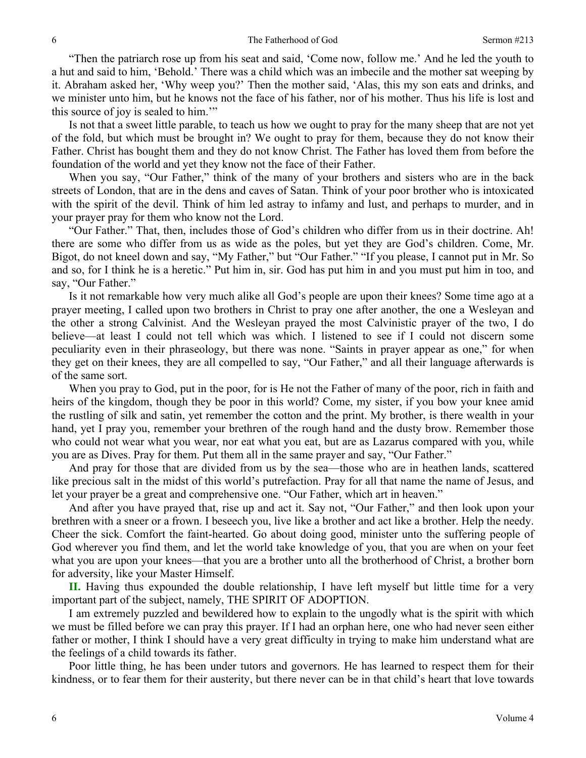"Then the patriarch rose up from his seat and said, 'Come now, follow me.' And he led the youth to a hut and said to him, 'Behold.' There was a child which was an imbecile and the mother sat weeping by it. Abraham asked her, 'Why weep you?' Then the mother said, 'Alas, this my son eats and drinks, and we minister unto him, but he knows not the face of his father, nor of his mother. Thus his life is lost and this source of joy is sealed to him.'"

Is not that a sweet little parable, to teach us how we ought to pray for the many sheep that are not yet of the fold, but which must be brought in? We ought to pray for them, because they do not know their Father. Christ has bought them and they do not know Christ. The Father has loved them from before the foundation of the world and yet they know not the face of their Father.

When you say, "Our Father," think of the many of your brothers and sisters who are in the back streets of London, that are in the dens and caves of Satan. Think of your poor brother who is intoxicated with the spirit of the devil. Think of him led astray to infamy and lust, and perhaps to murder, and in your prayer pray for them who know not the Lord.

"Our Father." That, then, includes those of God's children who differ from us in their doctrine. Ah! there are some who differ from us as wide as the poles, but yet they are God's children. Come, Mr. Bigot, do not kneel down and say, "My Father," but "Our Father." "If you please, I cannot put in Mr. So and so, for I think he is a heretic." Put him in, sir. God has put him in and you must put him in too, and say, "Our Father."

Is it not remarkable how very much alike all God's people are upon their knees? Some time ago at a prayer meeting, I called upon two brothers in Christ to pray one after another, the one a Wesleyan and the other a strong Calvinist. And the Wesleyan prayed the most Calvinistic prayer of the two, I do believe—at least I could not tell which was which. I listened to see if I could not discern some peculiarity even in their phraseology, but there was none. "Saints in prayer appear as one," for when they get on their knees, they are all compelled to say, "Our Father," and all their language afterwards is of the same sort.

When you pray to God, put in the poor, for is He not the Father of many of the poor, rich in faith and heirs of the kingdom, though they be poor in this world? Come, my sister, if you bow your knee amid the rustling of silk and satin, yet remember the cotton and the print. My brother, is there wealth in your hand, yet I pray you, remember your brethren of the rough hand and the dusty brow. Remember those who could not wear what you wear, nor eat what you eat, but are as Lazarus compared with you, while you are as Dives. Pray for them. Put them all in the same prayer and say, "Our Father."

And pray for those that are divided from us by the sea—those who are in heathen lands, scattered like precious salt in the midst of this world's putrefaction. Pray for all that name the name of Jesus, and let your prayer be a great and comprehensive one. "Our Father, which art in heaven."

And after you have prayed that, rise up and act it. Say not, "Our Father," and then look upon your brethren with a sneer or a frown. I beseech you, live like a brother and act like a brother. Help the needy. Cheer the sick. Comfort the faint-hearted. Go about doing good, minister unto the suffering people of God wherever you find them, and let the world take knowledge of you, that you are when on your feet what you are upon your knees—that you are a brother unto all the brotherhood of Christ, a brother born for adversity, like your Master Himself.

**II.** Having thus expounded the double relationship, I have left myself but little time for a very important part of the subject, namely, THE SPIRIT OF ADOPTION.

I am extremely puzzled and bewildered how to explain to the ungodly what is the spirit with which we must be filled before we can pray this prayer. If I had an orphan here, one who had never seen either father or mother, I think I should have a very great difficulty in trying to make him understand what are the feelings of a child towards its father.

Poor little thing, he has been under tutors and governors. He has learned to respect them for their kindness, or to fear them for their austerity, but there never can be in that child's heart that love towards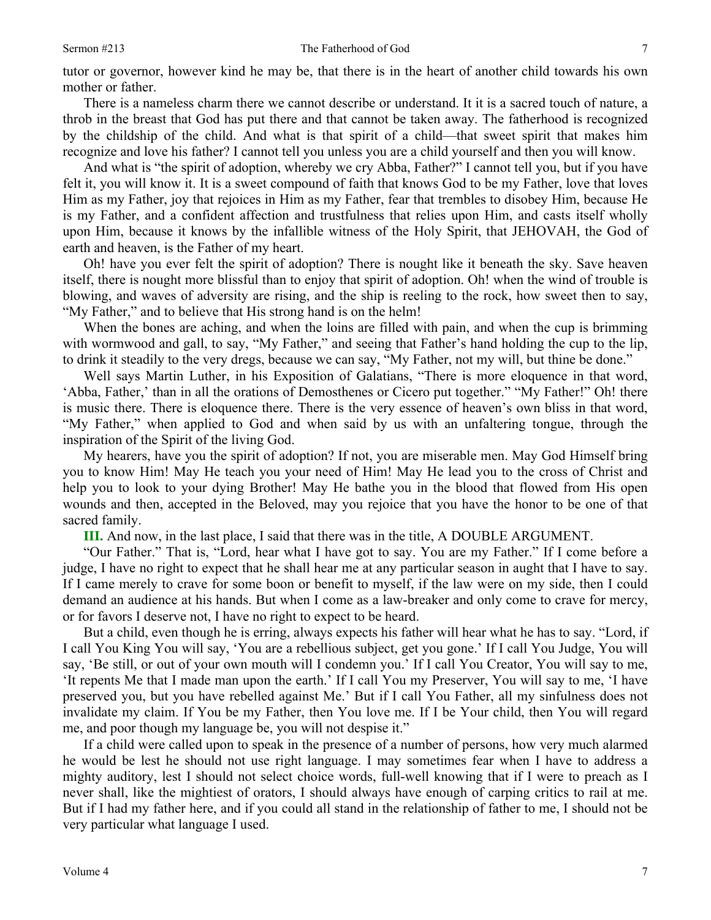tutor or governor, however kind he may be, that there is in the heart of another child towards his own mother or father.

There is a nameless charm there we cannot describe or understand. It it is a sacred touch of nature, a throb in the breast that God has put there and that cannot be taken away. The fatherhood is recognized by the childship of the child. And what is that spirit of a child—that sweet spirit that makes him recognize and love his father? I cannot tell you unless you are a child yourself and then you will know.

And what is "the spirit of adoption, whereby we cry Abba, Father?" I cannot tell you, but if you have felt it, you will know it. It is a sweet compound of faith that knows God to be my Father, love that loves Him as my Father, joy that rejoices in Him as my Father, fear that trembles to disobey Him, because He is my Father, and a confident affection and trustfulness that relies upon Him, and casts itself wholly upon Him, because it knows by the infallible witness of the Holy Spirit, that JEHOVAH, the God of earth and heaven, is the Father of my heart.

Oh! have you ever felt the spirit of adoption? There is nought like it beneath the sky. Save heaven itself, there is nought more blissful than to enjoy that spirit of adoption. Oh! when the wind of trouble is blowing, and waves of adversity are rising, and the ship is reeling to the rock, how sweet then to say, "My Father," and to believe that His strong hand is on the helm!

When the bones are aching, and when the loins are filled with pain, and when the cup is brimming with wormwood and gall, to say, "My Father," and seeing that Father's hand holding the cup to the lip, to drink it steadily to the very dregs, because we can say, "My Father, not my will, but thine be done."

Well says Martin Luther, in his Exposition of Galatians, "There is more eloquence in that word, 'Abba, Father,' than in all the orations of Demosthenes or Cicero put together." "My Father!" Oh! there is music there. There is eloquence there. There is the very essence of heaven's own bliss in that word, "My Father," when applied to God and when said by us with an unfaltering tongue, through the inspiration of the Spirit of the living God.

My hearers, have you the spirit of adoption? If not, you are miserable men. May God Himself bring you to know Him! May He teach you your need of Him! May He lead you to the cross of Christ and help you to look to your dying Brother! May He bathe you in the blood that flowed from His open wounds and then, accepted in the Beloved, may you rejoice that you have the honor to be one of that sacred family.

**III.** And now, in the last place, I said that there was in the title, A DOUBLE ARGUMENT.

"Our Father." That is, "Lord, hear what I have got to say. You are my Father." If I come before a judge, I have no right to expect that he shall hear me at any particular season in aught that I have to say. If I came merely to crave for some boon or benefit to myself, if the law were on my side, then I could demand an audience at his hands. But when I come as a law-breaker and only come to crave for mercy, or for favors I deserve not, I have no right to expect to be heard.

But a child, even though he is erring, always expects his father will hear what he has to say. "Lord, if I call You King You will say, 'You are a rebellious subject, get you gone.' If I call You Judge, You will say, 'Be still, or out of your own mouth will I condemn you.' If I call You Creator, You will say to me, 'It repents Me that I made man upon the earth.' If I call You my Preserver, You will say to me, 'I have preserved you, but you have rebelled against Me.' But if I call You Father, all my sinfulness does not invalidate my claim. If You be my Father, then You love me. If I be Your child, then You will regard me, and poor though my language be, you will not despise it."

If a child were called upon to speak in the presence of a number of persons, how very much alarmed he would be lest he should not use right language. I may sometimes fear when I have to address a mighty auditory, lest I should not select choice words, full-well knowing that if I were to preach as I never shall, like the mightiest of orators, I should always have enough of carping critics to rail at me. But if I had my father here, and if you could all stand in the relationship of father to me, I should not be very particular what language I used.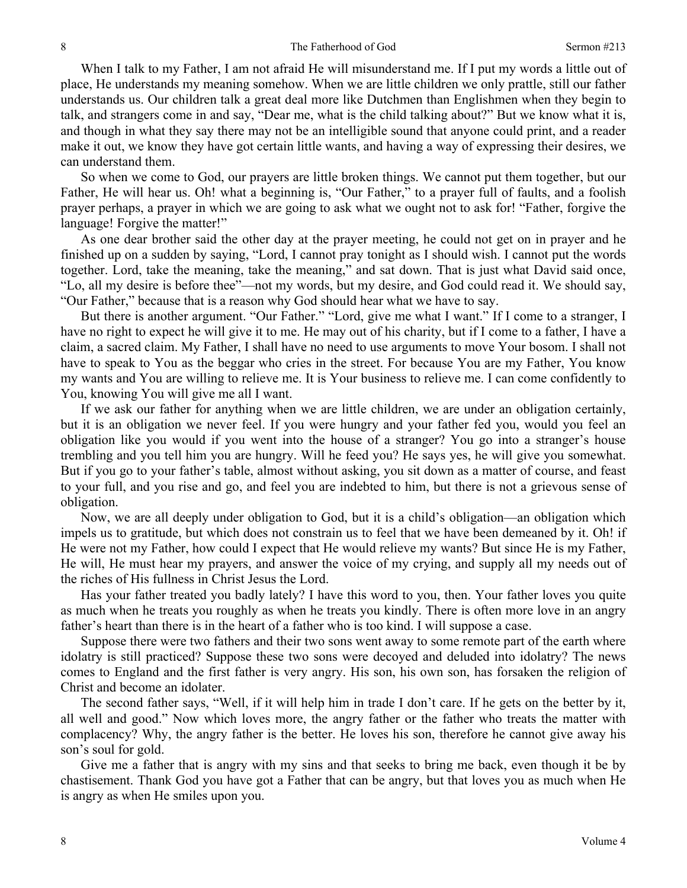When I talk to my Father, I am not afraid He will misunderstand me. If I put my words a little out of place, He understands my meaning somehow. When we are little children we only prattle, still our father understands us. Our children talk a great deal more like Dutchmen than Englishmen when they begin to talk, and strangers come in and say, "Dear me, what is the child talking about?" But we know what it is, and though in what they say there may not be an intelligible sound that anyone could print, and a reader make it out, we know they have got certain little wants, and having a way of expressing their desires, we can understand them.

So when we come to God, our prayers are little broken things. We cannot put them together, but our Father, He will hear us. Oh! what a beginning is, "Our Father," to a prayer full of faults, and a foolish prayer perhaps, a prayer in which we are going to ask what we ought not to ask for! "Father, forgive the language! Forgive the matter!"

As one dear brother said the other day at the prayer meeting, he could not get on in prayer and he finished up on a sudden by saying, "Lord, I cannot pray tonight as I should wish. I cannot put the words together. Lord, take the meaning, take the meaning," and sat down. That is just what David said once, "Lo, all my desire is before thee"—not my words, but my desire, and God could read it. We should say, "Our Father," because that is a reason why God should hear what we have to say.

But there is another argument. "Our Father." "Lord, give me what I want." If I come to a stranger, I have no right to expect he will give it to me. He may out of his charity, but if I come to a father, I have a claim, a sacred claim. My Father, I shall have no need to use arguments to move Your bosom. I shall not have to speak to You as the beggar who cries in the street. For because You are my Father, You know my wants and You are willing to relieve me. It is Your business to relieve me. I can come confidently to You, knowing You will give me all I want.

If we ask our father for anything when we are little children, we are under an obligation certainly, but it is an obligation we never feel. If you were hungry and your father fed you, would you feel an obligation like you would if you went into the house of a stranger? You go into a stranger's house trembling and you tell him you are hungry. Will he feed you? He says yes, he will give you somewhat. But if you go to your father's table, almost without asking, you sit down as a matter of course, and feast to your full, and you rise and go, and feel you are indebted to him, but there is not a grievous sense of obligation.

Now, we are all deeply under obligation to God, but it is a child's obligation—an obligation which impels us to gratitude, but which does not constrain us to feel that we have been demeaned by it. Oh! if He were not my Father, how could I expect that He would relieve my wants? But since He is my Father, He will, He must hear my prayers, and answer the voice of my crying, and supply all my needs out of the riches of His fullness in Christ Jesus the Lord.

Has your father treated you badly lately? I have this word to you, then. Your father loves you quite as much when he treats you roughly as when he treats you kindly. There is often more love in an angry father's heart than there is in the heart of a father who is too kind. I will suppose a case.

Suppose there were two fathers and their two sons went away to some remote part of the earth where idolatry is still practiced? Suppose these two sons were decoyed and deluded into idolatry? The news comes to England and the first father is very angry. His son, his own son, has forsaken the religion of Christ and become an idolater.

The second father says, "Well, if it will help him in trade I don't care. If he gets on the better by it, all well and good." Now which loves more, the angry father or the father who treats the matter with complacency? Why, the angry father is the better. He loves his son, therefore he cannot give away his son's soul for gold.

Give me a father that is angry with my sins and that seeks to bring me back, even though it be by chastisement. Thank God you have got a Father that can be angry, but that loves you as much when He is angry as when He smiles upon you.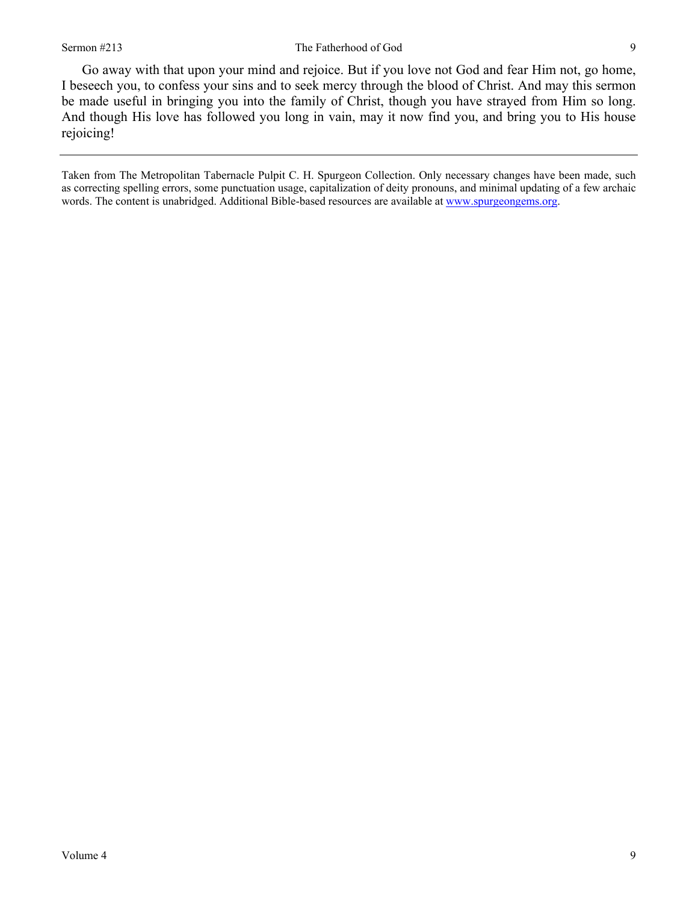Go away with that upon your mind and rejoice. But if you love not God and fear Him not, go home, I beseech you, to confess your sins and to seek mercy through the blood of Christ. And may this sermon be made useful in bringing you into the family of Christ, though you have strayed from Him so long. And though His love has followed you long in vain, may it now find you, and bring you to His house rejoicing!

---

Taken from The Metropolitan Tabernacle Pulpit C. H. Spurgeon Collection. Only necessary changes have been made, such as correcting spelling errors, some punctuation usage, capitalization of deity pronouns, and minimal updating of a few archaic words. The content is unabridged. Additional Bible-based resources are available at [www.spurgeongems.org](http://www.spurgeongems.org).